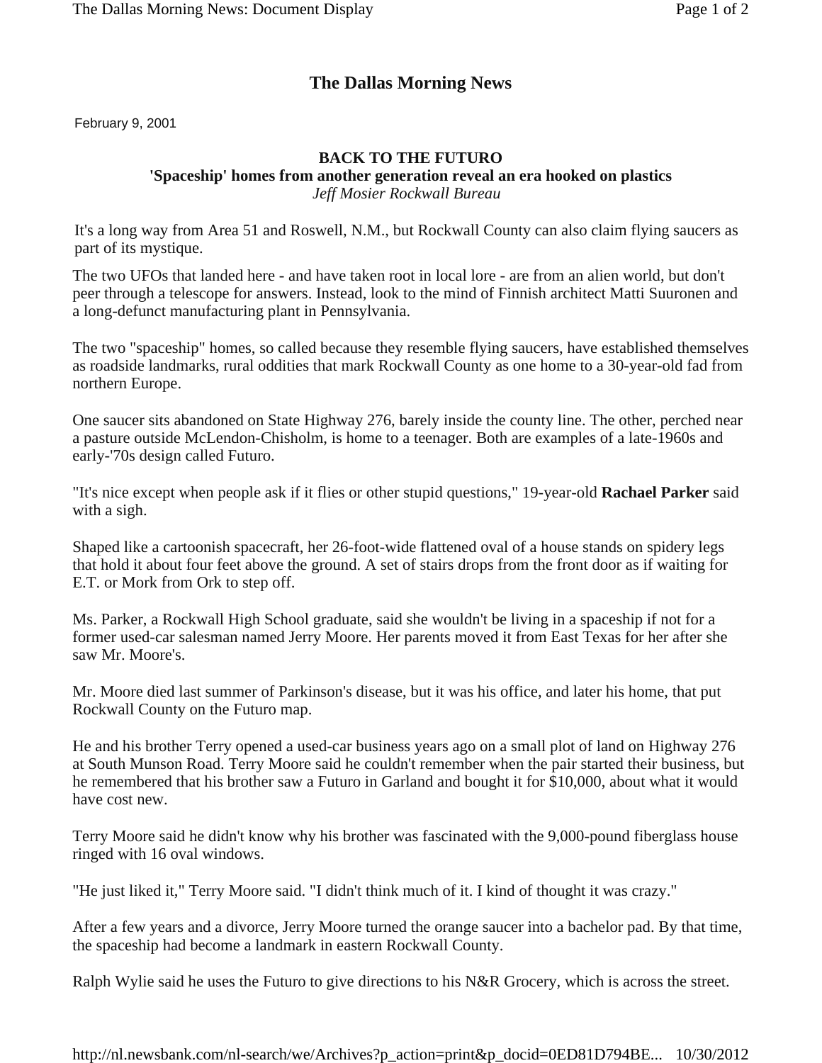# The Dallas Morning News

February 9, 2001

## BACK TO THE FUTURO

### 'Spaceship' homes from another generation reveal an era hooked on plastics

*Jeff Mosier Rockwall Bureau*

It's a long way from Area 51 and Roswell, N.M., but Rockwall County can also claim flying saucers as part of its mystique.

The two UFOs that landed here - and have taken root in local lore - are from an alien world, but don't peer through a telescope for answers. Instead, look to the mind of Finnish architect Matti Suuronen and a long-defunct manufacturing plant in Pennsylvania.

The two "spaceship" homes, so called because they resemble flying saucers, have established themselves as roadside landmarks, rural oddities that mark Rockwall County as one home to a 30-year-old fad from northern Europe.

One saucer sits abandoned on State Highway 276, barely inside the county line. The other, perched near a pasture outside McLendon-Chisholm, is home to a teenager. Both are examples of a late-1960s and early-'70s design called Futuro.

"It's nice except when people ask if it flies or other stupid questions," 19-year-old **Rachael Parker** said with a sigh.

Shaped like a cartoonish spacecraft, her 26-foot-wide flattened oval of a house stands on spidery legs that hold it about four feet above the ground. A set of stairs drops from the front door as if waiting for E.T. or Mork from Ork to step off.

Ms. Parker, a Rockwall High School graduate, said she wouldn't be living in a spaceship if not for a former used-car salesman named Jerry Moore. Her parents moved it from East Texas for her after she saw Mr. Moore's.

Mr. Moore died last summer of Parkinson's disease, but it was his office, and later his home, that put Rockwall County on the Futuro map.

He and his brother Terry opened a used-car business years ago on a small plot of land on Highway 276 at South Munson Road. Terry Moore said he couldn't remember when the pair started their business, but he remembered that his brother saw a Futuro in Garland and bought it for $10,000, about what it would have cost new.

Terry Moore said he didn't know why his brother was fascinated with the 9,000-pound fiberglass house ringed with 16 oval windows.

"He just liked it," Terry Moore said. "I didn't think much of it. I kind of thought it was crazy."

After a few years and a divorce, Jerry Moore turned the orange saucer into a bachelor pad. By that time, the spaceship had become a landmark in eastern Rockwall County.

Ralph Wylie said he uses the Futuro to give directions to his N&R Grocery, which is across the street.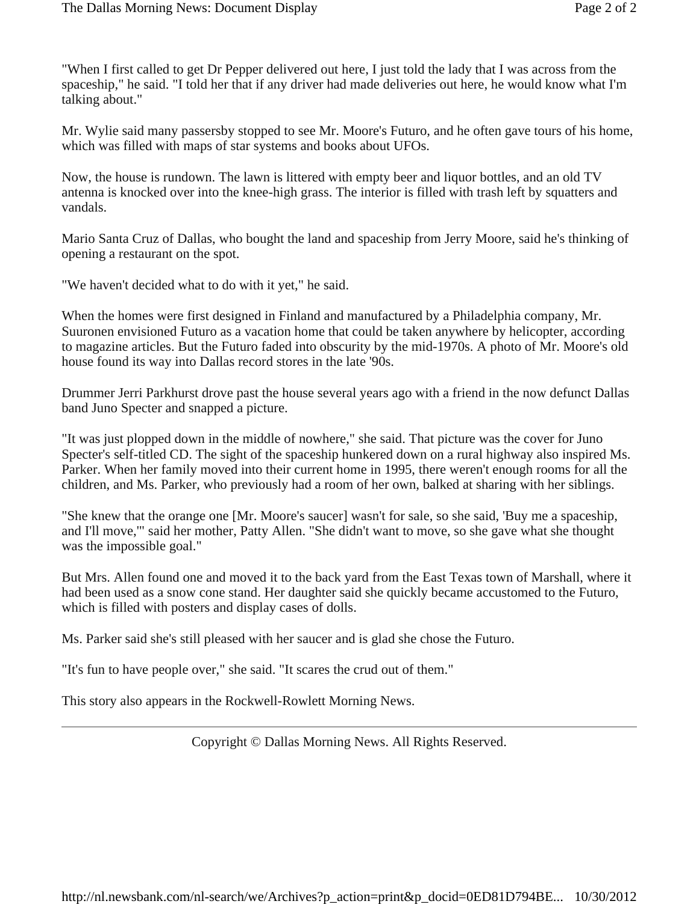"When I first called to get Dr Pepper delivered out here, I just told the lady that I was across from the spaceship," he said. "I told her that if any driver had made deliveries out here, he would know what I'm talking about."

Mr. Wylie said many passersby stopped to see Mr. Moore's Futuro, and he often gave tours of his home, which was filled with maps of star systems and books about UFOs.

Now, the house is rundown. The lawn is littered with empty beer and liquor bottles, and an old TV antenna is knocked over into the knee-high grass. The interior is filled with trash left by squatters and vandals.

Mario Santa Cruz of Dallas, who bought the land and spaceship from Jerry Moore, said he's thinking of opening a restaurant on the spot.

"We haven't decided what to do with it yet," he said.

When the homes were first designed in Finland and manufactured by a Philadelphia company, Mr. Suuronen envisioned Futuro as a vacation home that could be taken anywhere by helicopter, according to magazine articles. But the Futuro faded into obscurity by the mid-1970s. A photo of Mr. Moore's old house found its way into Dallas record stores in the late '90s.

Drummer Jerri Parkhurst drove past the house several years ago with a friend in the now defunct Dallas band Juno Specter and snapped a picture.

"It was just plopped down in the middle of nowhere," she said. That picture was the cover for Juno Specter's self-titled CD. The sight of the spaceship hunkered down on a rural highway also inspired Ms. Parker. When her family moved into their current home in 1995, there weren't enough rooms for all the children, and Ms. Parker, who previously had a room of her own, balked at sharing with her siblings.

"She knew that the orange one [Mr. Moore's saucer] wasn't for sale, so she said, 'Buy me a spaceship, and I'll move,'" said her mother, Patty Allen. "She didn't want to move, so she gave what she thought was the impossible goal."

But Mrs. Allen found one and moved it to the back yard from the East Texas town of Marshall, where it had been used as a snow cone stand. Her daughter said she quickly became accustomed to the Futuro, which is filled with posters and display cases of dolls.

Ms. Parker said she's still pleased with her saucer and is glad she chose the Futuro.

"It's fun to have people over," she said. "It scares the crud out of them."

This story also appears in the Rockwell-Rowlett Morning News.

---

Copyright © Dallas Morning News. All Rights Reserved.